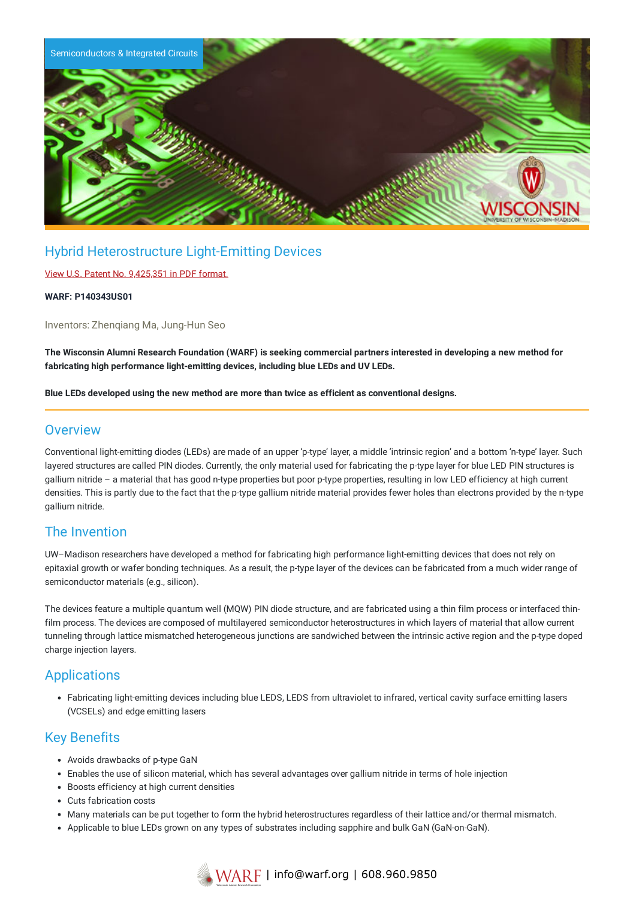Semiconductors & Integrated Circuits

# Hybrid Heterostructure Light-Emitting Devices

[View U.S. Patent No. 9,425,351 in PDF format.]

**WARF: P140343US01**

Inventors: Zhenqiang Ma, Jung-Hun Seo

**The Wisconsin Alumni Research Foundation (WARF) is seeking commercial partners interested in developing a new method for fabricating high performance light-emitting devices, including blue LEDs and UV LEDs.**

**Blue LEDs developed using the new method are more than twice as efficient as conventional designs.**

## Overview

Conventional light-emitting diodes (LEDs) are made of an upper 'p-type' layer, a middle 'intrinsic region' and a bottom 'n-type' layer. Such layered structures are called PIN diodes. Currently, the only material used for fabricating the p-type layer for blue LED PIN structures is gallium nitride – a material that has good n-type properties but poor p-type properties, resulting in low LED efficiency at high current densities. This is partly due to the fact that the p-type gallium nitride material provides fewer holes than electrons provided by the n-type gallium nitride.

## The Invention

UW–Madison researchers have developed a method for fabricating high performance light-emitting devices that does not rely on epitaxial growth or wafer bonding techniques. As a result, the p-type layer of the devices can be fabricated from a much wider range of semiconductor materials (e.g., silicon).

The devices feature a multiple quantum well (MQW) PIN diode structure, and are fabricated using a thin film process or interfaced thin-film process. The devices are composed of multilayered semiconductor heterostructures in which layers of material that allow current tunneling through lattice mismatched heterogeneous junctions are sandwiched between the intrinsic active region and the p-type doped charge injection layers.

## Applications

- Fabricating light-emitting devices including blue LEDS, LEDS from ultraviolet to infrared, vertical cavity surface emitting lasers (VCSELs) and edge emitting lasers

## Key Benefits

- Avoids drawbacks of p-type GaN
- Enables the use of silicon material, which has several advantages over gallium nitride in terms of hole injection
- Boosts efficiency at high current densities
- Cuts fabrication costs
- Many materials can be put together to form the hybrid heterostructures regardless of their lattice and/or thermal mismatch.
- Applicable to blue LEDs grown on any types of substrates including sapphire and bulk GaN (GaN-on-GaN).

WARF | info@warf.org | 608.960.9850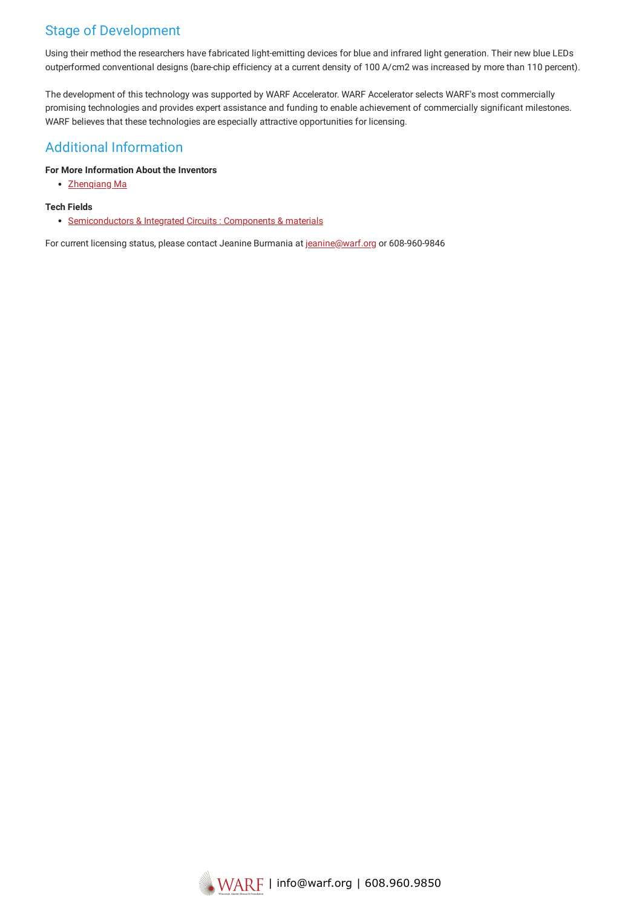## Stage of Development

Using their method the researchers have fabricated light-emitting devices for blue and infrared light generation. Their new blue LEDs outperformed conventional designs (bare-chip efficiency at a current density of 100 A/cm2 was increased by more than 110 percent).

The development of this technology was supported by WARF Accelerator. WARF Accelerator selects WARF's most commercially promising technologies and provides expert assistance and funding to enable achievement of commercially significant milestones. WARF believes that these technologies are especially attractive opportunities for licensing.

## Additional Information

**For More Information About the Inventors**

- Zhenqiang Ma

**Tech Fields**

- Semiconductors & Integrated Circuits : Components & materials

For current licensing status, please contact Jeanine Burmania at jeanine@warf.org or 608-960-9846